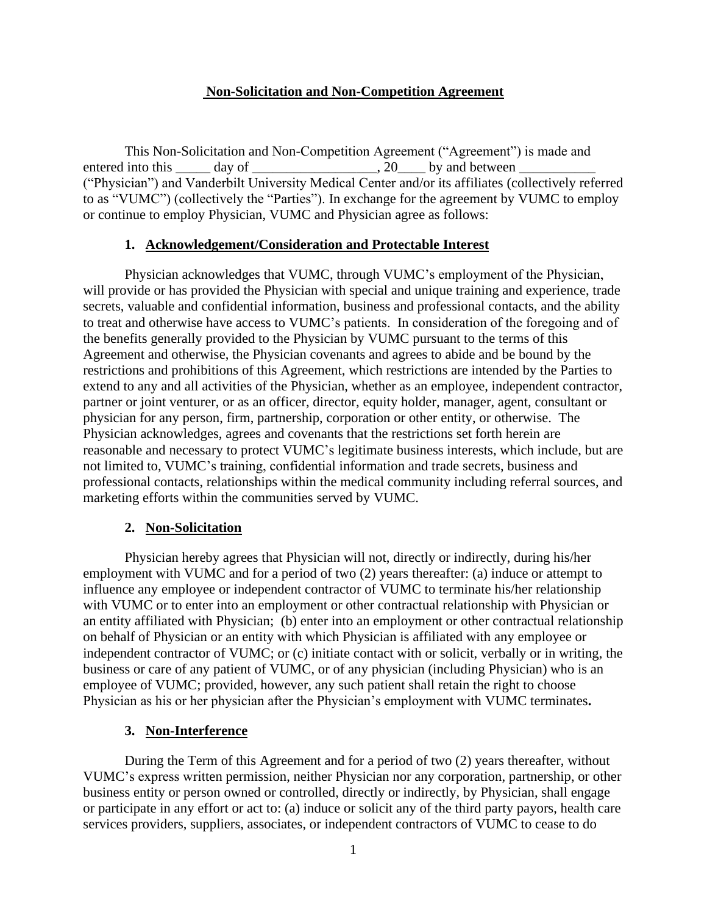**Non-Solicitation and Non-Competition Agreement**

This Non-Solicitation and Non-Competition Agreement ("Agreement") is made and entered into this _____ day of __________________, 20____ by and between ___________ ("Physician") and Vanderbilt University Medical Center and/or its affiliates (collectively referred to as "VUMC") (collectively the "Parties"). In exchange for the agreement by VUMC to employ or continue to employ Physician, VUMC and Physician agree as follows:

1. **Acknowledgement/Consideration and Protectable Interest**

Physician acknowledges that VUMC, through VUMC's employment of the Physician, will provide or has provided the Physician with special and unique training and experience, trade secrets, valuable and confidential information, business and professional contacts, and the ability to treat and otherwise have access to VUMC's patients. In consideration of the foregoing and of the benefits generally provided to the Physician by VUMC pursuant to the terms of this Agreement and otherwise, the Physician covenants and agrees to abide and be bound by the restrictions and prohibitions of this Agreement, which restrictions are intended by the Parties to extend to any and all activities of the Physician, whether as an employee, independent contractor, partner or joint venturer, or as an officer, director, equity holder, manager, agent, consultant or physician for any person, firm, partnership, corporation or other entity, or otherwise. The Physician acknowledges, agrees and covenants that the restrictions set forth herein are reasonable and necessary to protect VUMC's legitimate business interests, which include, but are not limited to, VUMC's training, confidential information and trade secrets, business and professional contacts, relationships within the medical community including referral sources, and marketing efforts within the communities served by VUMC.

2. **Non-Solicitation**

Physician hereby agrees that Physician will not, directly or indirectly, during his/her employment with VUMC and for a period of two (2) years thereafter: (a) induce or attempt to influence any employee or independent contractor of VUMC to terminate his/her relationship with VUMC or to enter into an employment or other contractual relationship with Physician or an entity affiliated with Physician; (b) enter into an employment or other contractual relationship on behalf of Physician or an entity with which Physician is affiliated with any employee or independent contractor of VUMC; or (c) initiate contact with or solicit, verbally or in writing, the business or care of any patient of VUMC, or of any physician (including Physician) who is an employee of VUMC; provided, however, any such patient shall retain the right to choose Physician as his or her physician after the Physician's employment with VUMC terminates**.**

3. **Non-Interference**

During the Term of this Agreement and for a period of two (2) years thereafter, without VUMC's express written permission, neither Physician nor any corporation, partnership, or other business entity or person owned or controlled, directly or indirectly, by Physician, shall engage or participate in any effort or act to: (a) induce or solicit any of the third party payors, health care services providers, suppliers, associates, or independent contractors of VUMC to cease to do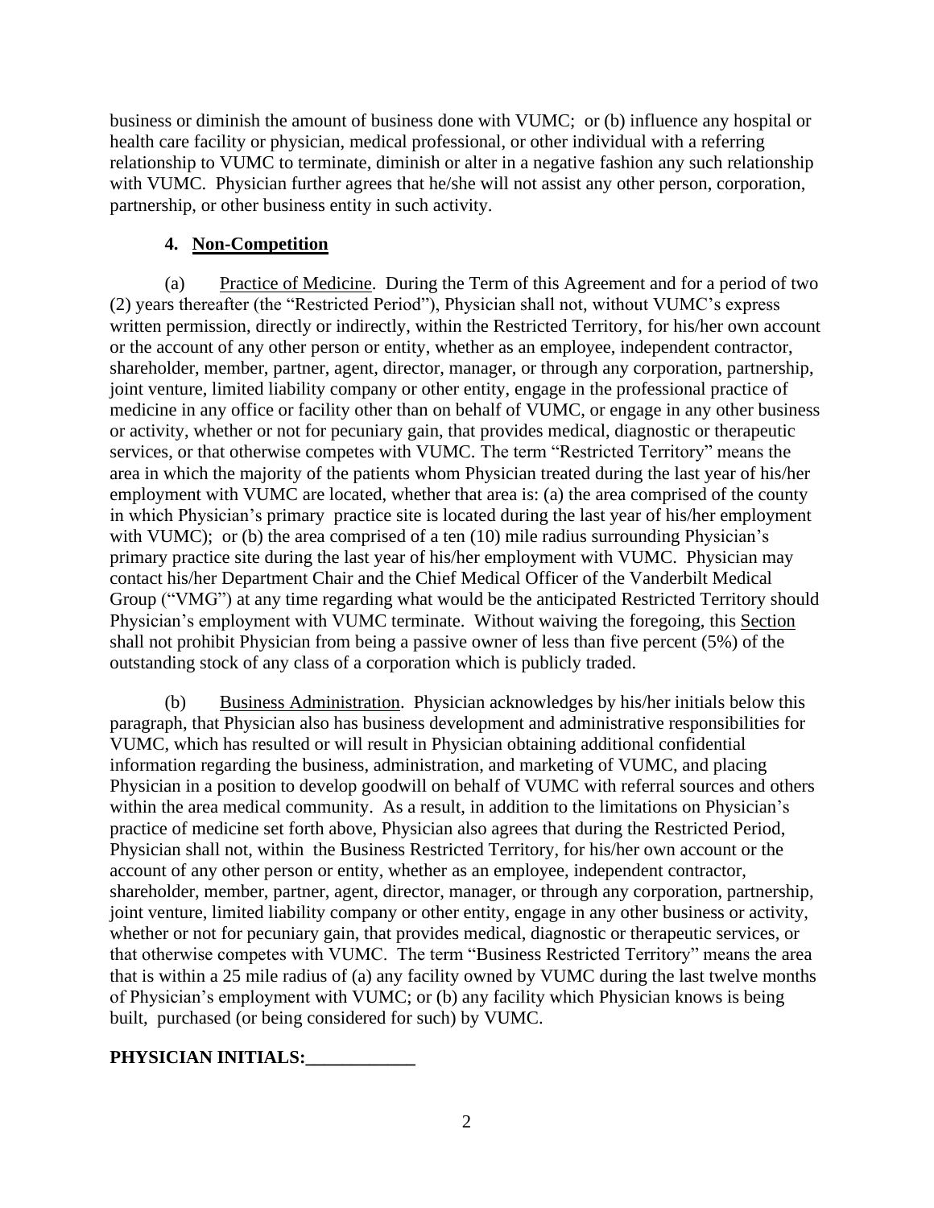business or diminish the amount of business done with VUMC; or (b) influence any hospital or health care facility or physician, medical professional, or other individual with a referring relationship to VUMC to terminate, diminish or alter in a negative fashion any such relationship with VUMC. Physician further agrees that he/she will not assist any other person, corporation, partnership, or other business entity in such activity.

## 4. Non-Competition

(a) Practice of Medicine. During the Term of this Agreement and for a period of two (2) years thereafter (the "Restricted Period"), Physician shall not, without VUMC's express written permission, directly or indirectly, within the Restricted Territory, for his/her own account or the account of any other person or entity, whether as an employee, independent contractor, shareholder, member, partner, agent, director, manager, or through any corporation, partnership, joint venture, limited liability company or other entity, engage in the professional practice of medicine in any office or facility other than on behalf of VUMC, or engage in any other business or activity, whether or not for pecuniary gain, that provides medical, diagnostic or therapeutic services, or that otherwise competes with VUMC. The term "Restricted Territory" means the area in which the majority of the patients whom Physician treated during the last year of his/her employment with VUMC are located, whether that area is: (a) the area comprised of the county in which Physician's primary practice site is located during the last year of his/her employment with VUMC); or (b) the area comprised of a ten (10) mile radius surrounding Physician's primary practice site during the last year of his/her employment with VUMC. Physician may contact his/her Department Chair and the Chief Medical Officer of the Vanderbilt Medical Group ("VMG") at any time regarding what would be the anticipated Restricted Territory should Physician's employment with VUMC terminate. Without waiving the foregoing, this Section shall not prohibit Physician from being a passive owner of less than five percent (5%) of the outstanding stock of any class of a corporation which is publicly traded.

(b) Business Administration. Physician acknowledges by his/her initials below this paragraph, that Physician also has business development and administrative responsibilities for VUMC, which has resulted or will result in Physician obtaining additional confidential information regarding the business, administration, and marketing of VUMC, and placing Physician in a position to develop goodwill on behalf of VUMC with referral sources and others within the area medical community. As a result, in addition to the limitations on Physician's practice of medicine set forth above, Physician also agrees that during the Restricted Period, Physician shall not, within the Business Restricted Territory, for his/her own account or the account of any other person or entity, whether as an employee, independent contractor, shareholder, member, partner, agent, director, manager, or through any corporation, partnership, joint venture, limited liability company or other entity, engage in any other business or activity, whether or not for pecuniary gain, that provides medical, diagnostic or therapeutic services, or that otherwise competes with VUMC. The term "Business Restricted Territory" means the area that is within a 25 mile radius of (a) any facility owned by VUMC during the last twelve months of Physician's employment with VUMC; or (b) any facility which Physician knows is being built, purchased (or being considered for such) by VUMC.

**PHYSICIAN INITIALS:___________**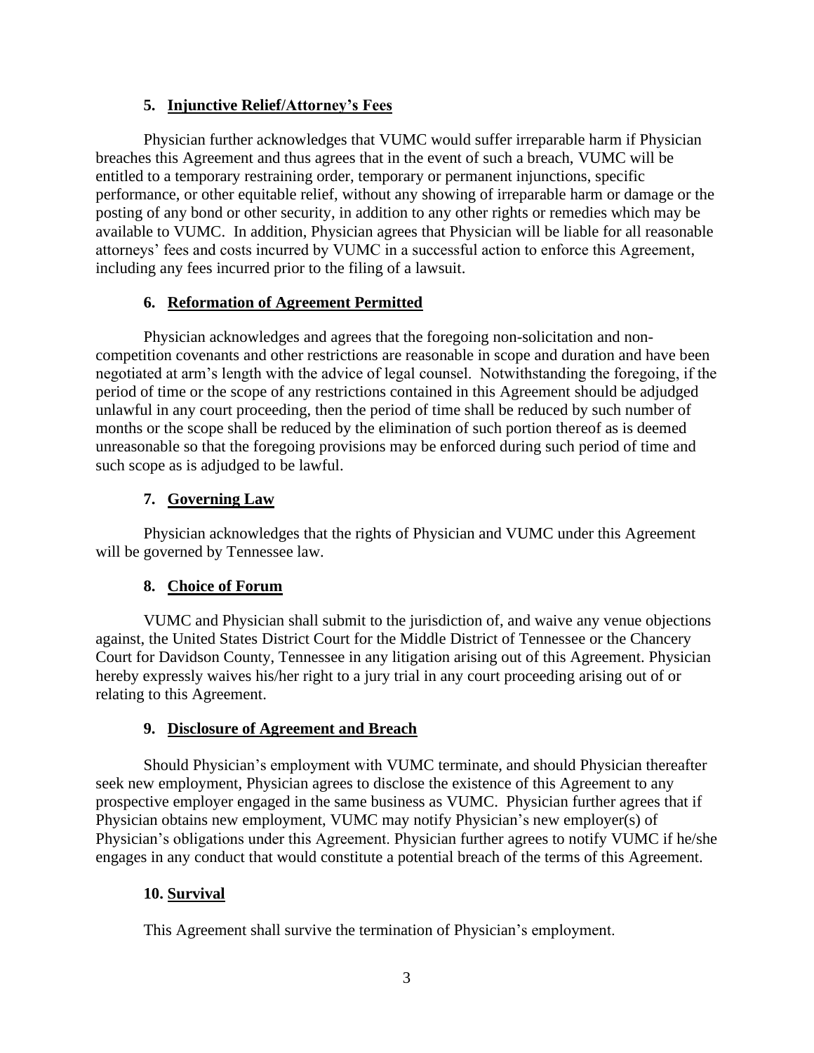### 5. Injunctive Relief/Attorney's Fees

Physician further acknowledges that VUMC would suffer irreparable harm if Physician breaches this Agreement and thus agrees that in the event of such a breach, VUMC will be entitled to a temporary restraining order, temporary or permanent injunctions, specific performance, or other equitable relief, without any showing of irreparable harm or damage or the posting of any bond or other security, in addition to any other rights or remedies which may be available to VUMC. In addition, Physician agrees that Physician will be liable for all reasonable attorneys' fees and costs incurred by VUMC in a successful action to enforce this Agreement, including any fees incurred prior to the filing of a lawsuit.

### 6. Reformation of Agreement Permitted

Physician acknowledges and agrees that the foregoing non-solicitation and non-competition covenants and other restrictions are reasonable in scope and duration and have been negotiated at arm's length with the advice of legal counsel. Notwithstanding the foregoing, if the period of time or the scope of any restrictions contained in this Agreement should be adjudged unlawful in any court proceeding, then the period of time shall be reduced by such number of months or the scope shall be reduced by the elimination of such portion thereof as is deemed unreasonable so that the foregoing provisions may be enforced during such period of time and such scope as is adjudged to be lawful.

### 7. Governing Law

Physician acknowledges that the rights of Physician and VUMC under this Agreement will be governed by Tennessee law.

### 8. Choice of Forum

VUMC and Physician shall submit to the jurisdiction of, and waive any venue objections against, the United States District Court for the Middle District of Tennessee or the Chancery Court for Davidson County, Tennessee in any litigation arising out of this Agreement. Physician hereby expressly waives his/her right to a jury trial in any court proceeding arising out of or relating to this Agreement.

### 9. Disclosure of Agreement and Breach

Should Physician's employment with VUMC terminate, and should Physician thereafter seek new employment, Physician agrees to disclose the existence of this Agreement to any prospective employer engaged in the same business as VUMC. Physician further agrees that if Physician obtains new employment, VUMC may notify Physician's new employer(s) of Physician's obligations under this Agreement. Physician further agrees to notify VUMC if he/she engages in any conduct that would constitute a potential breach of the terms of this Agreement.

### 10. Survival

This Agreement shall survive the termination of Physician's employment.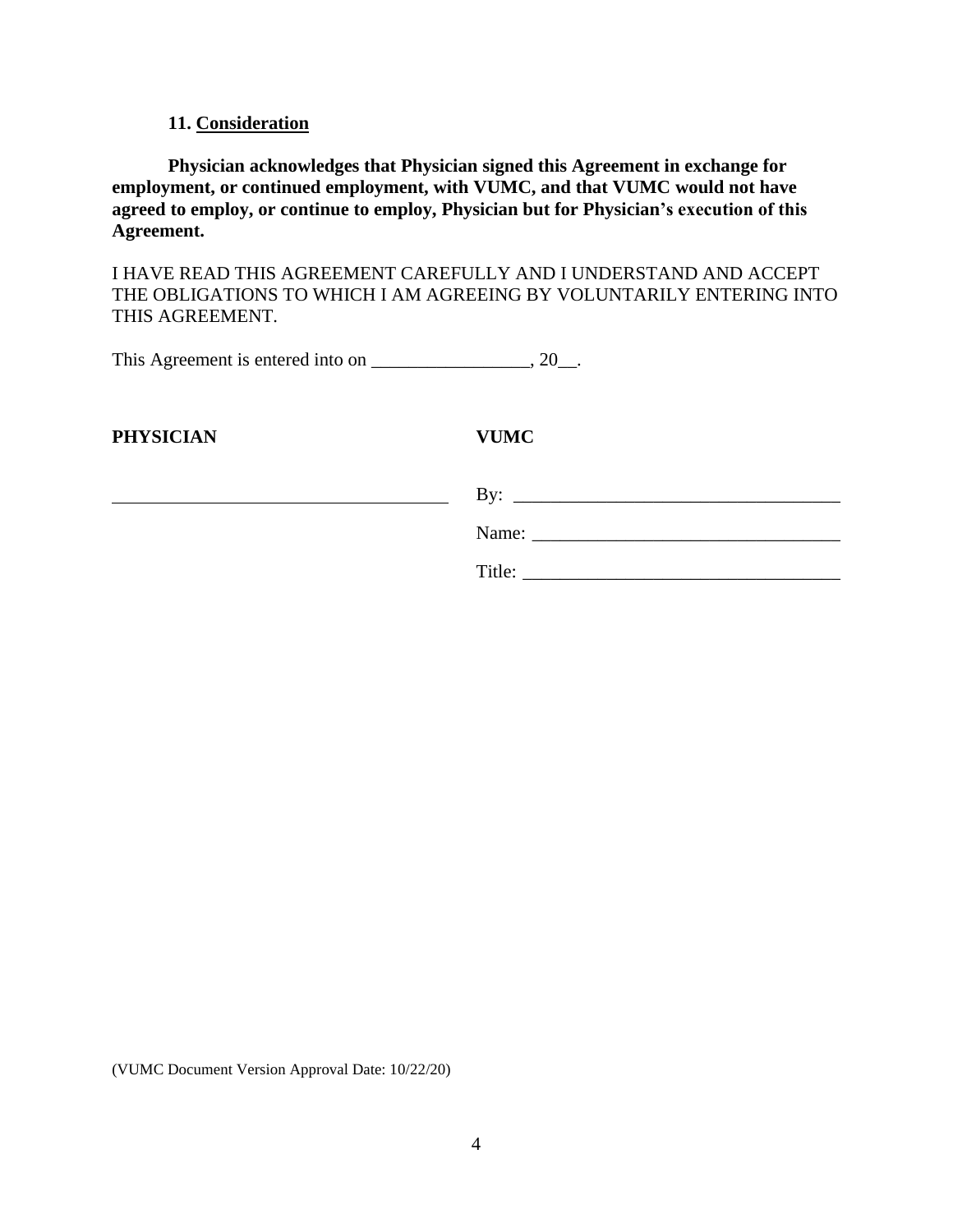**11. <u>Consideration</u>**

**Physician acknowledges that Physician signed this Agreement in exchange for employment, or continued employment, with VUMC, and that VUMC would not have agreed to employ, or continue to employ, Physician but for Physician's execution of this Agreement.**

I HAVE READ THIS AGREEMENT CAREFULLY AND I UNDERSTAND AND ACCEPT THE OBLIGATIONS TO WHICH I AM AGREEING BY VOLUNTARILY ENTERING INTO THIS AGREEMENT.

This Agreement is entered into on _________________, 20__.

| **PHYSICIAN** | **VUMC** |
| --- | --- |
| ____________________________________ | By: ____________________________________ |
| | Name: __________________________________ |
| | Title: __________________________________ |

(VUMC Document Version Approval Date: 10/22/20)